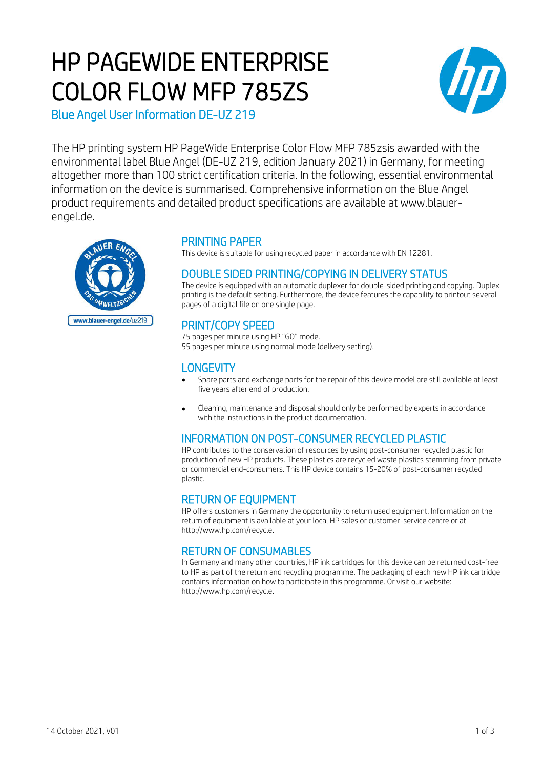# HP PAGEWIDE ENTERPRISE COLOR FLOW MFP 785ZS

## Blue Angel User Information DE-UZ 219

The HP printing system HP PageWide Enterprise Color Flow MFP 785zsis awarded with the environmental label Blue Angel (DE-UZ 219, edition January 2021) in Germany, for meeting altogether more than 100 strict certification criteria. In the following, essential environmental information on the device is summarised. Comprehensive information on the Blue Angel product requirements and detailed product specifications are available at www.blauer-engel.de.

www.blauer-engel.de/uz219

## PRINTING PAPER

This device is suitable for using recycled paper in accordance with EN 12281.

## DOUBLE SIDED PRINTING/COPYING IN DELIVERY STATUS

The device is equipped with an automatic duplexer for double-sided printing and copying. Duplex printing is the default setting. Furthermore, the device features the capability to printout several pages of a digital file on one single page.

## PRINT/COPY SPEED

75 pages per minute using HP "GO" mode.
55 pages per minute using normal mode (delivery setting).

## LONGEVITY

- Spare parts and exchange parts for the repair of this device model are still available at least five years after end of production.
- Cleaning, maintenance and disposal should only be performed by experts in accordance with the instructions in the product documentation.

## INFORMATION ON POST-CONSUMER RECYCLED PLASTIC

HP contributes to the conservation of resources by using post-consumer recycled plastic for production of new HP products. These plastics are recycled waste plastics stemming from private or commercial end-consumers. This HP device contains 15-20% of post-consumer recycled plastic.

## RETURN OF EQUIPMENT

HP offers customers in Germany the opportunity to return used equipment. Information on the return of equipment is available at your local HP sales or customer-service centre or at http://www.hp.com/recycle.

## RETURN OF CONSUMABLES

In Germany and many other countries, HP ink cartridges for this device can be returned cost-free to HP as part of the return and recycling programme. The packaging of each new HP ink cartridge contains information on how to participate in this programme. Or visit our website: http://www.hp.com/recycle.

14 October 2021, V01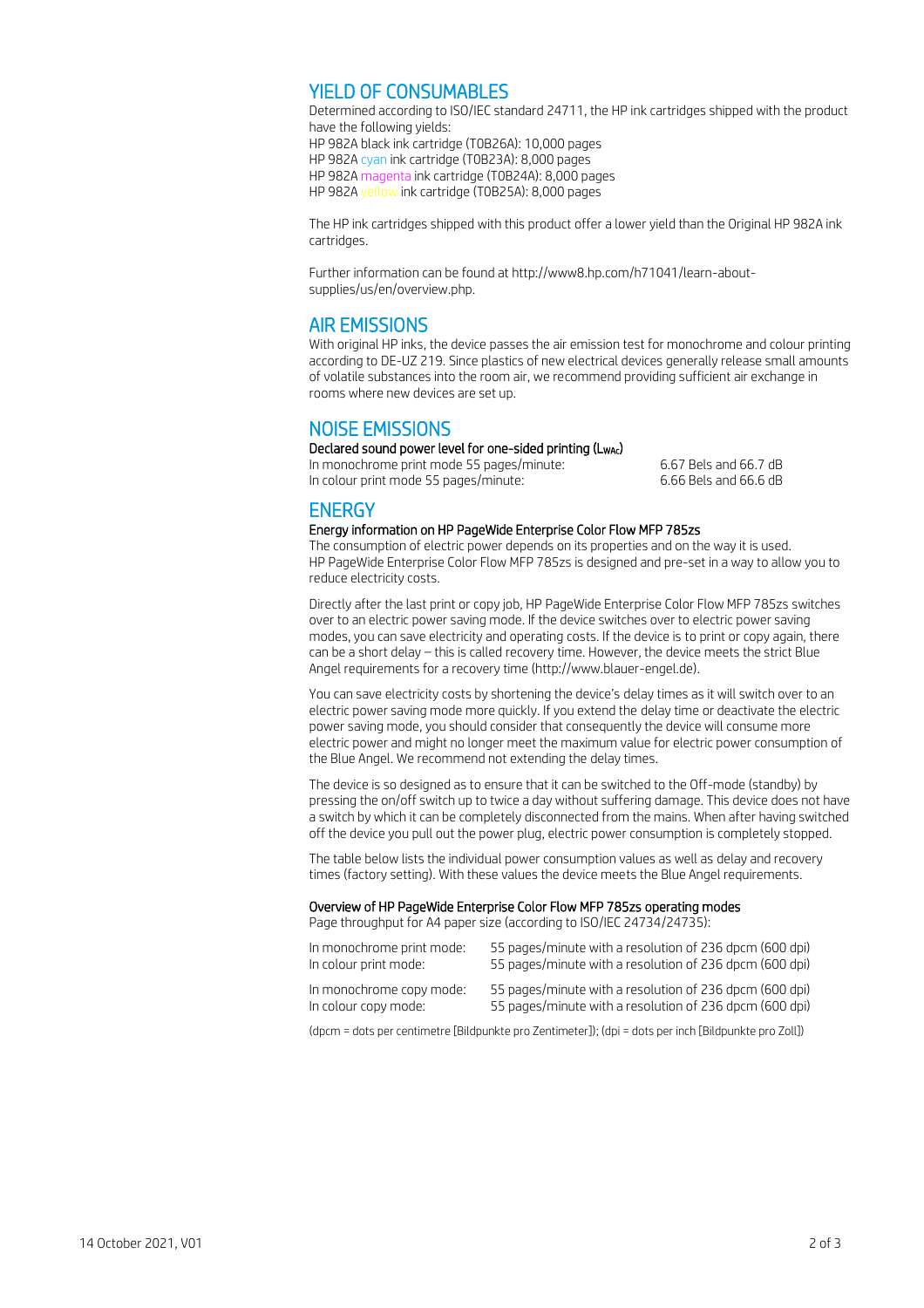## YIELD OF CONSUMABLES

Determined according to ISO/IEC standard 24711, the HP ink cartridges shipped with the product have the following yields:
HP 982A black ink cartridge (T0B26A): 10,000 pages
HP 982A cyan ink cartridge (T0B23A): 8,000 pages
HP 982A magenta ink cartridge (T0B24A): 8,000 pages
HP 982A yellow ink cartridge (T0B25A): 8,000 pages

The HP ink cartridges shipped with this product offer a lower yield than the Original HP 982A ink cartridges.

Further information can be found at http://www8.hp.com/h71041/learn-about-supplies/us/en/overview.php.

## AIR EMISSIONS

With original HP inks, the device passes the air emission test for monochrome and colour printing according to DE-UZ 219. Since plastics of new electrical devices generally release small amounts of volatile substances into the room air, we recommend providing sufficient air exchange in rooms where new devices are set up.

## NOISE EMISSIONS

### Declared sound power level for one-sided printing ($L_{WAc}$)

| | |
|---|---|
| In monochrome print mode 55 pages/minute: | 6.67 Bels and 66.7 dB |
| In colour print mode 55 pages/minute: | 6.66 Bels and 66.6 dB |

## ENERGY

### Energy information on HP PageWide Enterprise Color Flow MFP 785zs

The consumption of electric power depends on its properties and on the way it is used. HP PageWide Enterprise Color Flow MFP 785zs is designed and pre-set in a way to allow you to reduce electricity costs.

Directly after the last print or copy job, HP PageWide Enterprise Color Flow MFP 785zs switches over to an electric power saving mode. If the device switches over to electric power saving modes, you can save electricity and operating costs. If the device is to print or copy again, there can be a short delay – this is called recovery time. However, the device meets the strict Blue Angel requirements for a recovery time (http://www.blauer-engel.de).

You can save electricity costs by shortening the device's delay times as it will switch over to an electric power saving mode more quickly. If you extend the delay time or deactivate the electric power saving mode, you should consider that consequently the device will consume more electric power and might no longer meet the maximum value for electric power consumption of the Blue Angel. We recommend not extending the delay times.

The device is so designed as to ensure that it can be switched to the Off-mode (standby) by pressing the on/off switch up to twice a day without suffering damage. This device does not have a switch by which it can be completely disconnected from the mains. When after having switched off the device you pull out the power plug, electric power consumption is completely stopped.

The table below lists the individual power consumption values as well as delay and recovery times (factory setting). With these values the device meets the Blue Angel requirements.

### Overview of HP PageWide Enterprise Color Flow MFP 785zs operating modes

Page throughput for A4 paper size (according to ISO/IEC 24734/24735):

| | |
|---|---|
| In monochrome print mode: | 55 pages/minute with a resolution of 236 dpcm (600 dpi) |
| In colour print mode: | 55 pages/minute with a resolution of 236 dpcm (600 dpi) |
| In monochrome copy mode: | 55 pages/minute with a resolution of 236 dpcm (600 dpi) |
| In colour copy mode: | 55 pages/minute with a resolution of 236 dpcm (600 dpi) |

(dpcm = dots per centimetre [Bildpunkte pro Zentimeter]); (dpi = dots per inch [Bildpunkte pro Zoll])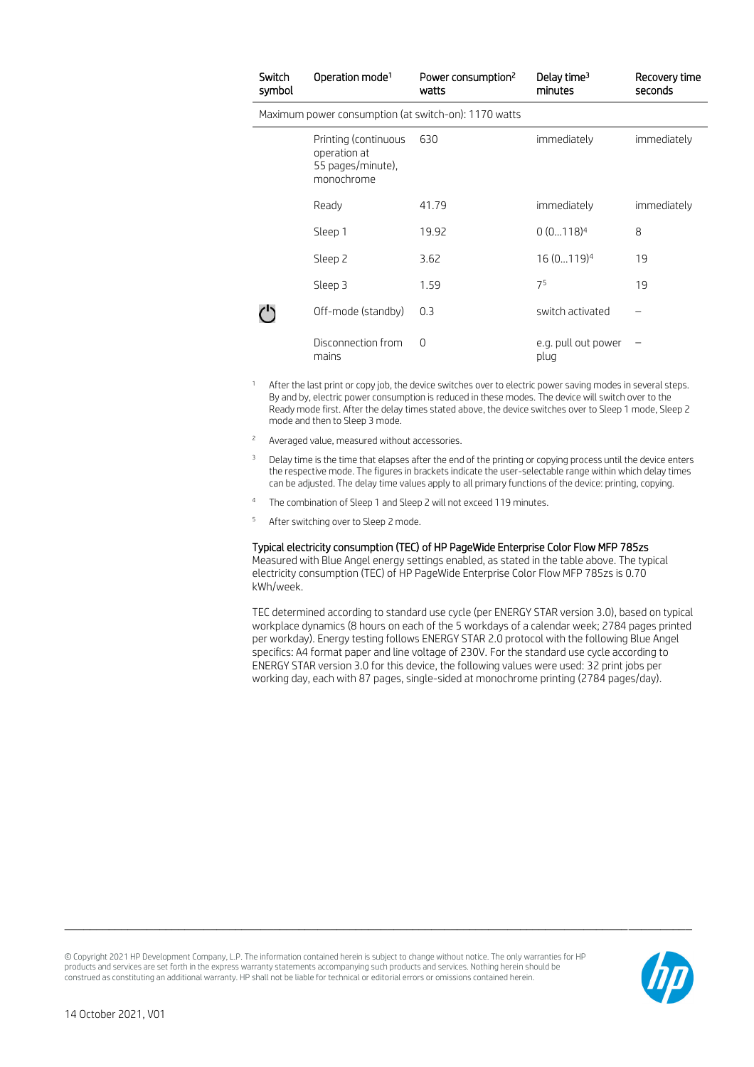| Switch symbol | Operation mode[1] | Power consumption[2] watts | Delay time[3] minutes | Recovery time seconds |
|---|---|---|---|---|
| Maximum power consumption (at switch-on): 1170 watts | | | | |
| | Printing (continuous operation at 55 pages/minute), monochrome | 630 | immediately | immediately |
| | Ready | 41.79 | immediately | immediately |
| | Sleep 1 | 19.92 | 0 (0…118)[4] | 8 |
| | Sleep 2 | 3.62 | 16 (0…119)[4] | 19 |
| | Sleep 3 | 1.59 | 7[5] | 19 |
| ⏻ | Off-mode (standby) | 0.3 | switch activated | – |
| | Disconnection from mains | 0 | e.g. pull out power plug | – |

1. After the last print or copy job, the device switches over to electric power saving modes in several steps. By and by, electric power consumption is reduced in these modes. The device will switch over to the Ready mode first. After the delay times stated above, the device switches over to Sleep 1 mode, Sleep 2 mode and then to Sleep 3 mode.
2. Averaged value, measured without accessories.
3. Delay time is the time that elapses after the end of the printing or copying process until the device enters the respective mode. The figures in brackets indicate the user-selectable range within which delay times can be adjusted. The delay time values apply to all primary functions of the device: printing, copying.
4. The combination of Sleep 1 and Sleep 2 will not exceed 119 minutes.
5. After switching over to Sleep 2 mode.

**Typical electricity consumption (TEC) of HP PageWide Enterprise Color Flow MFP 785zs**

Measured with Blue Angel energy settings enabled, as stated in the table above. The typical electricity consumption (TEC) of HP PageWide Enterprise Color Flow MFP 785zs is 0.70 kWh/week.

TEC determined according to standard use cycle (per ENERGY STAR version 3.0), based on typical workplace dynamics (8 hours on each of the 5 workdays of a calendar week; 2784 pages printed per workday). Energy testing follows ENERGY STAR 2.0 protocol with the following Blue Angel specifics: A4 format paper and line voltage of 230V. For the standard use cycle according to ENERGY STAR version 3.0 for this device, the following values were used: 32 print jobs per working day, each with 87 pages, single-sided at monochrome printing (2784 pages/day).

© Copyright 2021 HP Development Company, L.P. The information contained herein is subject to change without notice. The only warranties for HP products and services are set forth in the express warranty statements accompanying such products and services. Nothing herein should be construed as constituting an additional warranty. HP shall not be liable for technical or editorial errors or omissions contained herein.

14 October 2021, V01